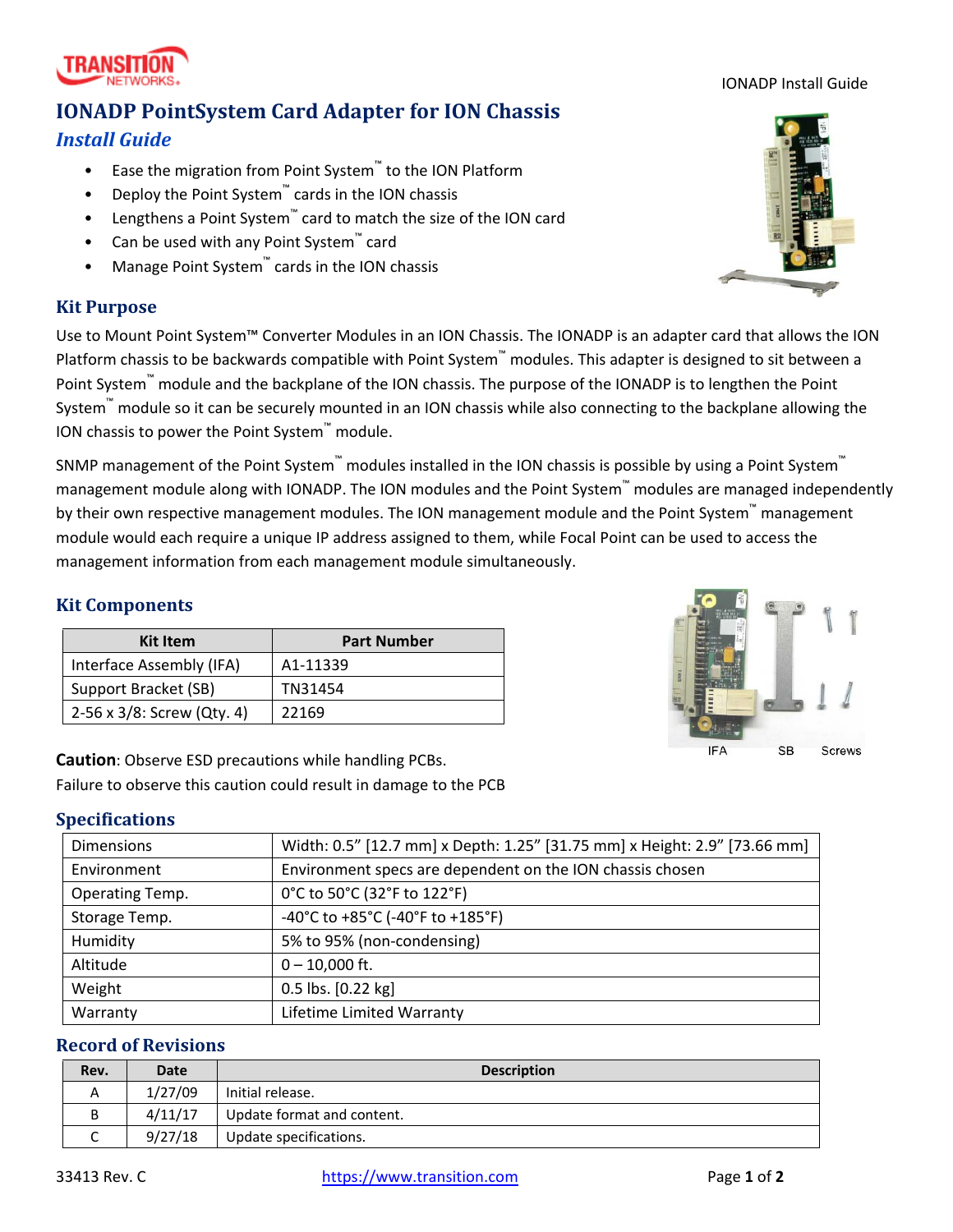# IONADP PointSystem Card Adapter for ION Chassis

## *Install Guide*

- Ease the migration from Point System™ to the ION Platform
- Deploy the Point System™ cards in the ION chassis
- Lengthens a Point System™ card to match the size of the ION card
- Can be used with any Point System™ card
- Manage Point System™ cards in the ION chassis

## Kit Purpose

Use to Mount Point System™ Converter Modules in an ION Chassis. The IONADP is an adapter card that allows the ION Platform chassis to be backwards compatible with Point System™ modules. This adapter is designed to sit between a Point System™ module and the backplane of the ION chassis. The purpose of the IONADP is to lengthen the Point System™ module so it can be securely mounted in an ION chassis while also connecting to the backplane allowing the ION chassis to power the Point System™ module.

SNMP management of the Point System™ modules installed in the ION chassis is possible by using a Point System™ management module along with IONADP. The ION modules and the Point System™ modules are managed independently by their own respective management modules. The ION management module and the Point System™ management module would each require a unique IP address assigned to them, while Focal Point can be used to access the management information from each management module simultaneously.

## Kit Components

| Kit Item | Part Number |
|---|---|
| Interface Assembly (IFA) | A1-11339 |
| Support Bracket (SB) | TN31454 |
| 2-56 x 3/8: Screw (Qty. 4) | 22169 |

IFA SB Screws

**Caution**: Observe ESD precautions while handling PCBs.
Failure to observe this caution could result in damage to the PCB

## Specifications

| | |
|---|---|
| Dimensions | Width: 0.5” [12.7 mm] x Depth: 1.25” [31.75 mm] x Height: 2.9” [73.66 mm] |
| Environment | Environment specs are dependent on the ION chassis chosen |
| Operating Temp. | 0°C to 50°C (32°F to 122°F) |
| Storage Temp. | -40°C to +85°C (-40°F to +185°F) |
| Humidity | 5% to 95% (non-condensing) |
| Altitude | 0 – 10,000 ft. |
| Weight | 0.5 lbs. [0.22 kg] |
| Warranty | Lifetime Limited Warranty |

## Record of Revisions

| Rev. | Date | Description |
|---|---|---|
| A | 1/27/09 | Initial release. |
| B | 4/11/17 | Update format and content. |
| C | 9/27/18 | Update specifications. |

33413 Rev. C https://www.transition.com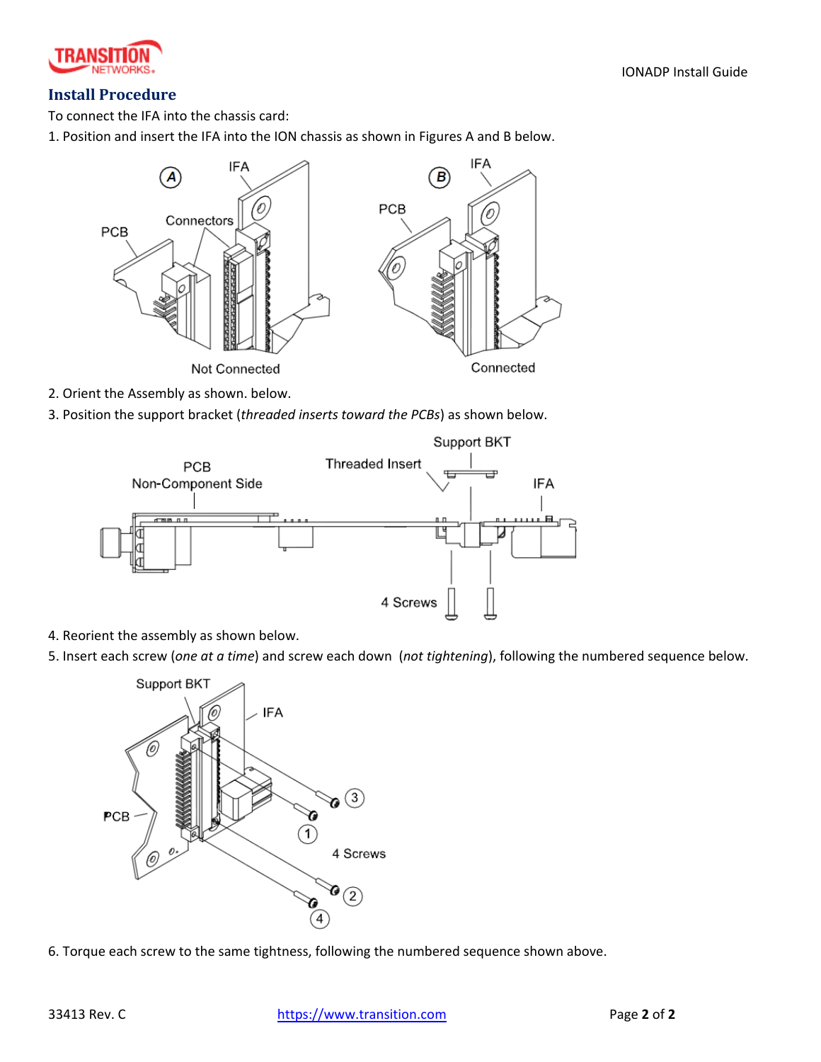## Install Procedure

To connect the IFA into the chassis card:

1. Position and insert the IFA into the ION chassis as shown in Figures A and B below.

A
IFA
Connectors
PCB
Not Connected

B
IFA
PCB
Connected

2. Orient the Assembly as shown. below.
3. Position the support bracket (*threaded inserts toward the PCBs*) as shown below.

PCB
Non-Component Side
Threaded Insert
Support BKT
IFA
4 Screws

4. Reorient the assembly as shown below.
5. Insert each screw (*one at a time*) and screw each down (*not tightening*), following the numbered sequence below.

Support BKT
IFA
PCB
3
1
4 Screws
2
4

6. Torque each screw to the same tightness, following the numbered sequence shown above.

33413 Rev. C https://www.transition.com